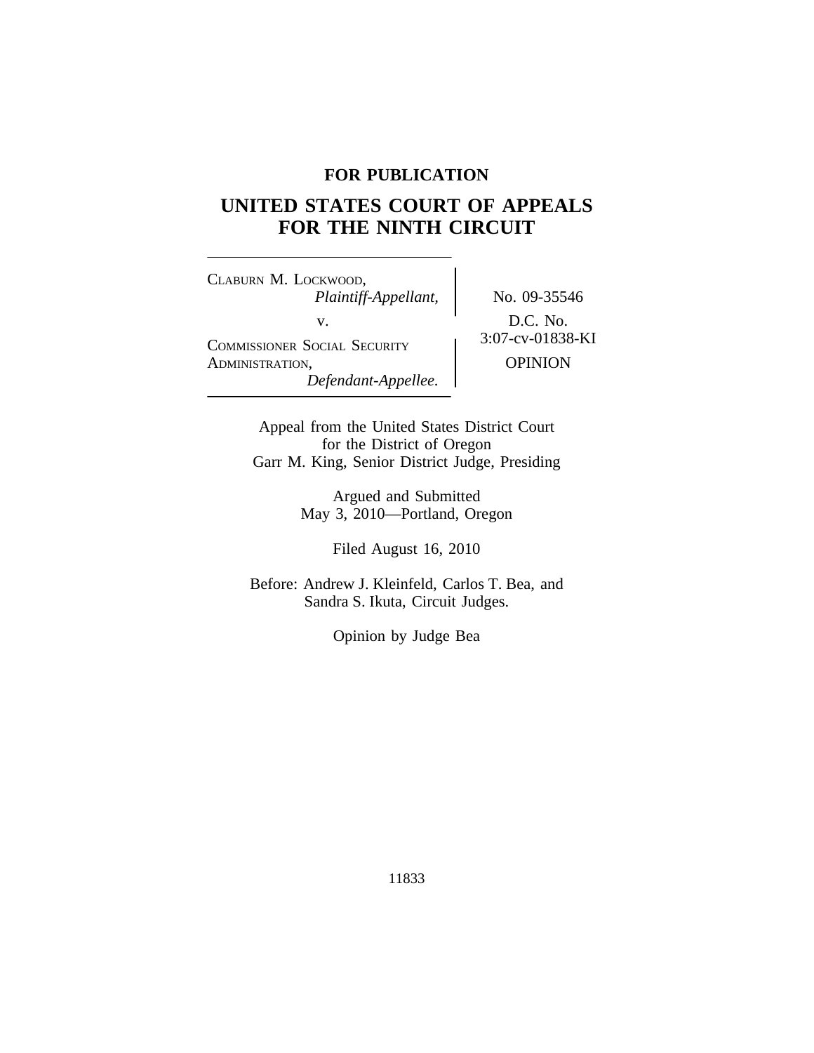**FOR PUBLICATION**

# UNITED STATES COURT OF APPEALS FOR THE NINTH CIRCUIT

CLABURN M. LOCKWOOD,
*Plaintiff-Appellant,*

v.

COMMISSIONER SOCIAL SECURITY ADMINISTRATION,
*Defendant-Appellee.*

No. 09-35546

D.C. No. 3:07-cv-01838-KI

OPINION

Appeal from the United States District Court for the District of Oregon
Garr M. King, Senior District Judge, Presiding

Argued and Submitted
May 3, 2010—Portland, Oregon

Filed August 16, 2010

Before: Andrew J. Kleinfeld, Carlos T. Bea, and Sandra S. Ikuta, Circuit Judges.

Opinion by Judge Bea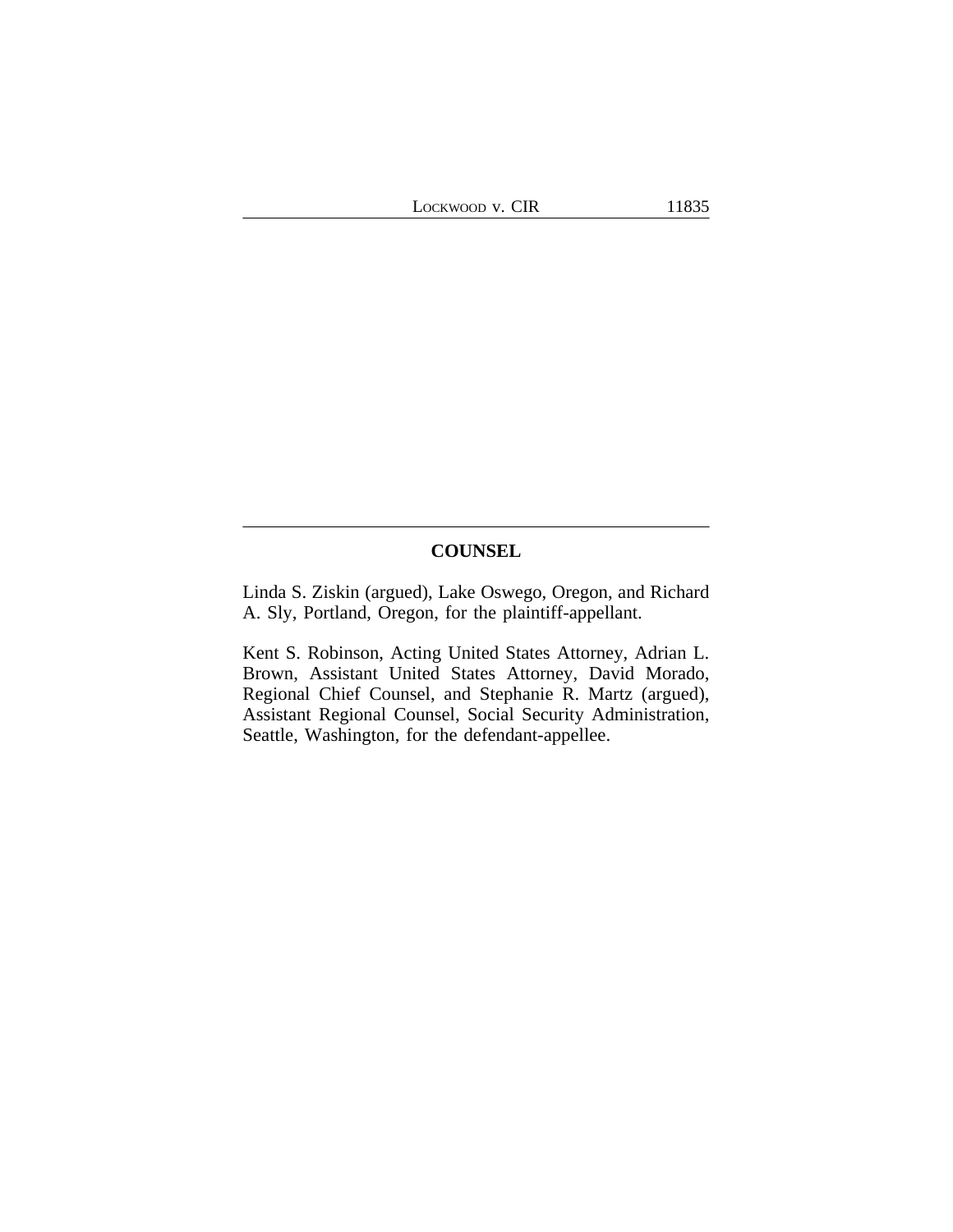## COUNSEL

Linda S. Ziskin (argued), Lake Oswego, Oregon, and Richard A. Sly, Portland, Oregon, for the plaintiff-appellant.

Kent S. Robinson, Acting United States Attorney, Adrian L. Brown, Assistant United States Attorney, David Morado, Regional Chief Counsel, and Stephanie R. Martz (argued), Assistant Regional Counsel, Social Security Administration, Seattle, Washington, for the defendant-appellee.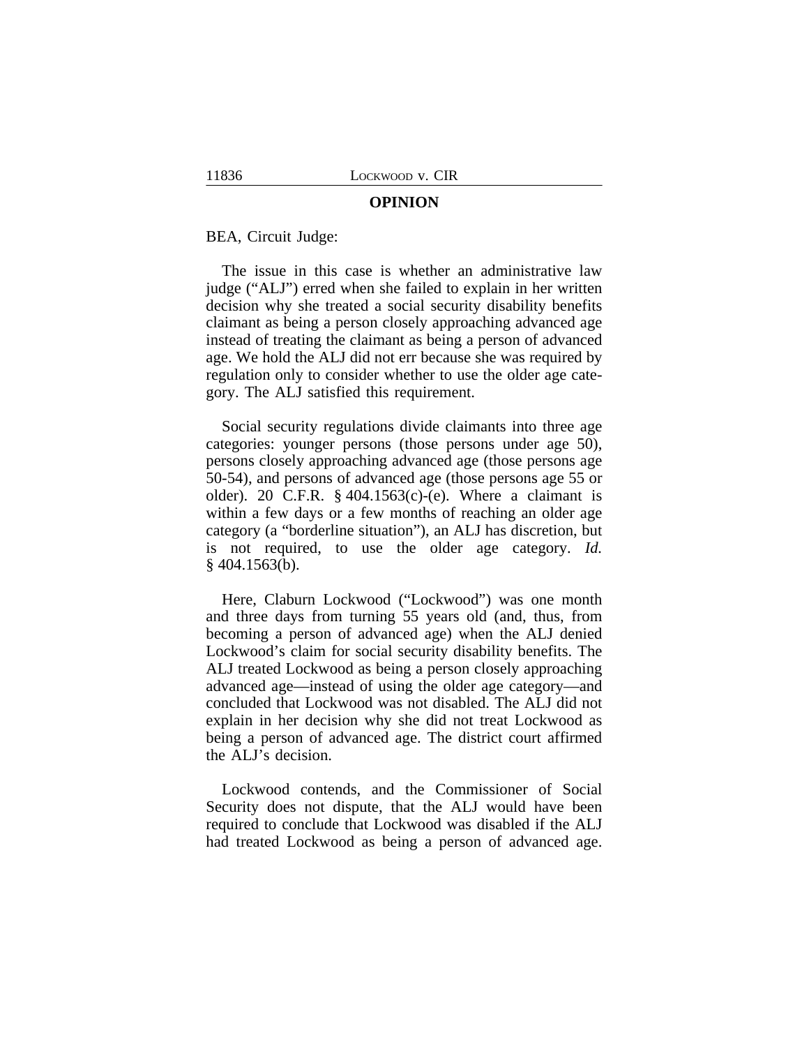## OPINION

BEA, Circuit Judge:

The issue in this case is whether an administrative law judge ("ALJ") erred when she failed to explain in her written decision why she treated a social security disability benefits claimant as being a person closely approaching advanced age instead of treating the claimant as being a person of advanced age. We hold the ALJ did not err because she was required by regulation only to consider whether to use the older age category. The ALJ satisfied this requirement.

Social security regulations divide claimants into three age categories: younger persons (those persons under age 50), persons closely approaching advanced age (those persons age 50-54), and persons of advanced age (those persons age 55 or older). 20 C.F.R. § 404.1563(c)-(e). Where a claimant is within a few days or a few months of reaching an older age category (a "borderline situation"), an ALJ has discretion, but is not required, to use the older age category. *Id.* § 404.1563(b).

Here, Claburn Lockwood ("Lockwood") was one month and three days from turning 55 years old (and, thus, from becoming a person of advanced age) when the ALJ denied Lockwood's claim for social security disability benefits. The ALJ treated Lockwood as being a person closely approaching advanced age—instead of using the older age category—and concluded that Lockwood was not disabled. The ALJ did not explain in her decision why she did not treat Lockwood as being a person of advanced age. The district court affirmed the ALJ's decision.

Lockwood contends, and the Commissioner of Social Security does not dispute, that the ALJ would have been required to conclude that Lockwood was disabled if the ALJ had treated Lockwood as being a person of advanced age.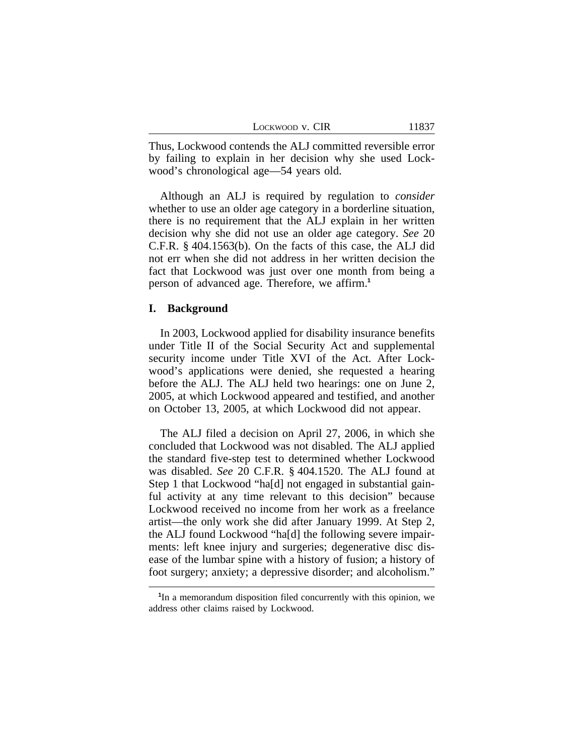Thus, Lockwood contends the ALJ committed reversible error by failing to explain in her decision why she used Lockwood's chronological age—54 years old.

Although an ALJ is required by regulation to *consider* whether to use an older age category in a borderline situation, there is no requirement that the ALJ explain in her written decision why she did not use an older age category. *See* 20 C.F.R. § 404.1563(b). On the facts of this case, the ALJ did not err when she did not address in her written decision the fact that Lockwood was just over one month from being a person of advanced age. Therefore, we affirm.[1]

## I. Background

In 2003, Lockwood applied for disability insurance benefits under Title II of the Social Security Act and supplemental security income under Title XVI of the Act. After Lockwood's applications were denied, she requested a hearing before the ALJ. The ALJ held two hearings: one on June 2, 2005, at which Lockwood appeared and testified, and another on October 13, 2005, at which Lockwood did not appear.

The ALJ filed a decision on April 27, 2006, in which she concluded that Lockwood was not disabled. The ALJ applied the standard five-step test to determined whether Lockwood was disabled. *See* 20 C.F.R. § 404.1520. The ALJ found at Step 1 that Lockwood "ha[d] not engaged in substantial gainful activity at any time relevant to this decision" because Lockwood received no income from her work as a freelance artist—the only work she did after January 1999. At Step 2, the ALJ found Lockwood "ha[d] the following severe impairments: left knee injury and surgeries; degenerative disc disease of the lumbar spine with a history of fusion; a history of foot surgery; anxiety; a depressive disorder; and alcoholism."

[1] In a memorandum disposition filed concurrently with this opinion, we address other claims raised by Lockwood.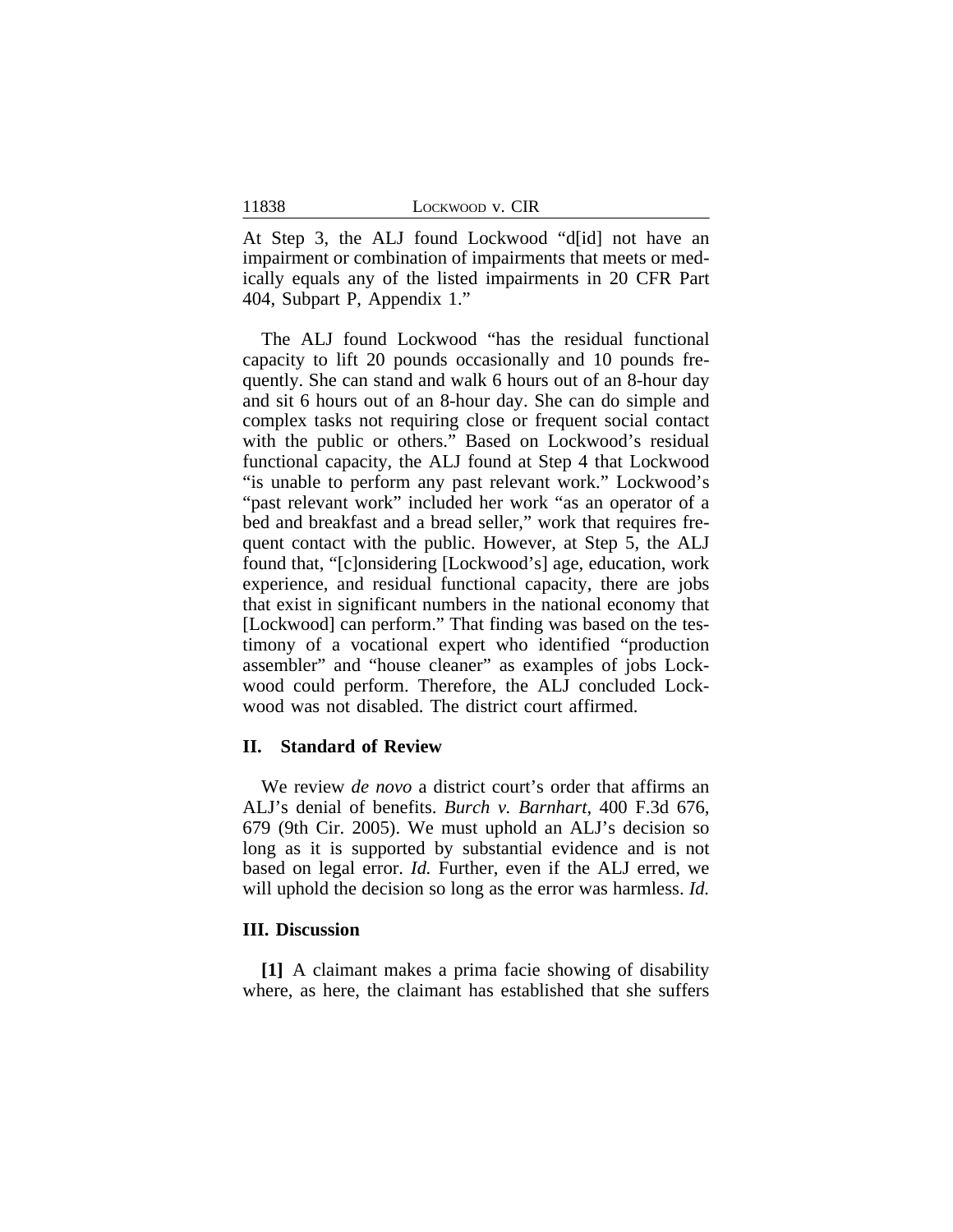At Step 3, the ALJ found Lockwood "d[id] not have an impairment or combination of impairments that meets or medically equals any of the listed impairments in 20 CFR Part 404, Subpart P, Appendix 1."

The ALJ found Lockwood "has the residual functional capacity to lift 20 pounds occasionally and 10 pounds frequently. She can stand and walk 6 hours out of an 8-hour day and sit 6 hours out of an 8-hour day. She can do simple and complex tasks not requiring close or frequent social contact with the public or others." Based on Lockwood's residual functional capacity, the ALJ found at Step 4 that Lockwood "is unable to perform any past relevant work." Lockwood's "past relevant work" included her work "as an operator of a bed and breakfast and a bread seller," work that requires frequent contact with the public. However, at Step 5, the ALJ found that, "[c]onsidering [Lockwood's] age, education, work experience, and residual functional capacity, there are jobs that exist in significant numbers in the national economy that [Lockwood] can perform." That finding was based on the testimony of a vocational expert who identified "production assembler" and "house cleaner" as examples of jobs Lockwood could perform. Therefore, the ALJ concluded Lockwood was not disabled. The district court affirmed.

## II. Standard of Review

We review *de novo* a district court's order that affirms an ALJ's denial of benefits. *Burch v. Barnhart*, 400 F.3d 676, 679 (9th Cir. 2005). We must uphold an ALJ's decision so long as it is supported by substantial evidence and is not based on legal error. *Id.* Further, even if the ALJ erred, we will uphold the decision so long as the error was harmless. *Id.*

## III. Discussion

**[1]** A claimant makes a prima facie showing of disability where, as here, the claimant has established that she suffers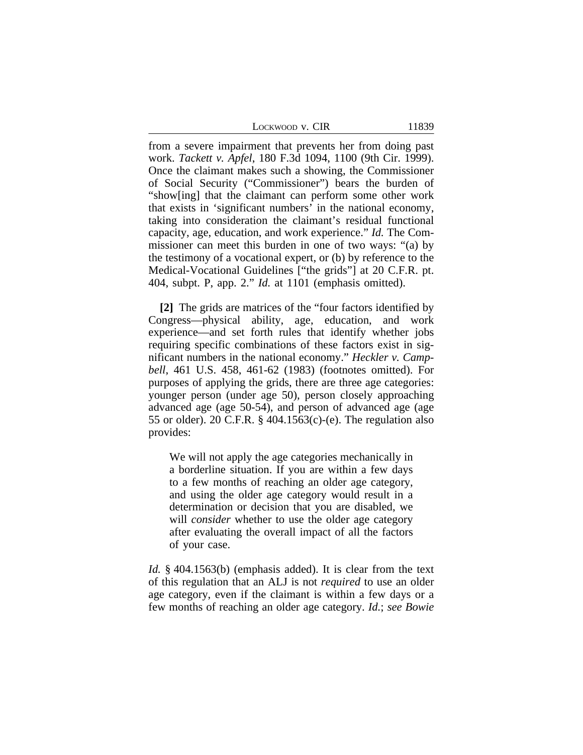from a severe impairment that prevents her from doing past work. *Tackett v. Apfel*, 180 F.3d 1094, 1100 (9th Cir. 1999). Once the claimant makes such a showing, the Commissioner of Social Security ("Commissioner") bears the burden of "show[ing] that the claimant can perform some other work that exists in 'significant numbers' in the national economy, taking into consideration the claimant's residual functional capacity, age, education, and work experience." *Id.* The Commissioner can meet this burden in one of two ways: "(a) by the testimony of a vocational expert, or (b) by reference to the Medical-Vocational Guidelines ["the grids"] at 20 C.F.R. pt. 404, subpt. P, app. 2." *Id.* at 1101 (emphasis omitted).

**[2]** The grids are matrices of the "four factors identified by Congress—physical ability, age, education, and work experience—and set forth rules that identify whether jobs requiring specific combinations of these factors exist in significant numbers in the national economy." *Heckler v. Campbell*, 461 U.S. 458, 461-62 (1983) (footnotes omitted). For purposes of applying the grids, there are three age categories: younger person (under age 50), person closely approaching advanced age (age 50-54), and person of advanced age (age 55 or older). 20 C.F.R. § 404.1563(c)-(e). The regulation also provides:

> We will not apply the age categories mechanically in a borderline situation. If you are within a few days to a few months of reaching an older age category, and using the older age category would result in a determination or decision that you are disabled, we will *consider* whether to use the older age category after evaluating the overall impact of all the factors of your case.

*Id.* § 404.1563(b) (emphasis added). It is clear from the text of this regulation that an ALJ is not *required* to use an older age category, even if the claimant is within a few days or a few months of reaching an older age category. *Id.*; *see Bowie*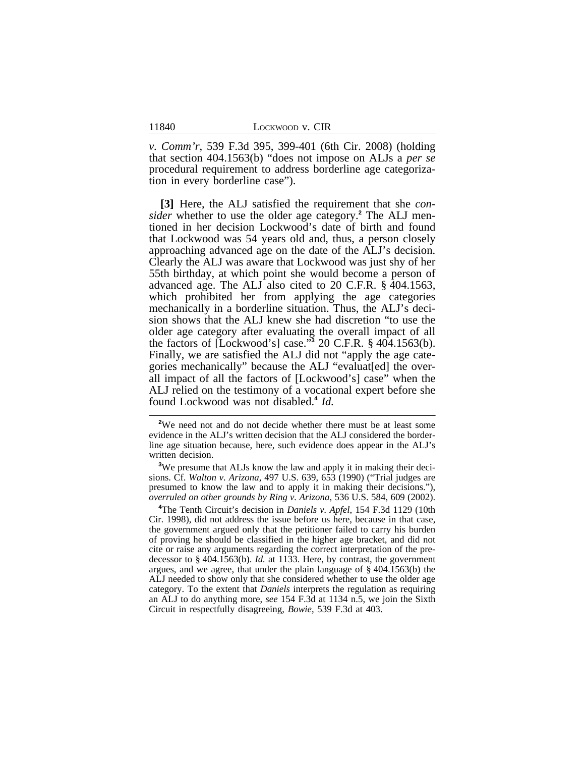*v. Comm'r*, 539 F.3d 395, 399-401 (6th Cir. 2008) (holding that section 404.1563(b) "does not impose on ALJs a *per se* procedural requirement to address borderline age categorization in every borderline case").

**[3]** Here, the ALJ satisfied the requirement that she *consider* whether to use the older age category.[2] The ALJ mentioned in her decision Lockwood's date of birth and found that Lockwood was 54 years old and, thus, a person closely approaching advanced age on the date of the ALJ's decision. Clearly the ALJ was aware that Lockwood was just shy of her 55th birthday, at which point she would become a person of advanced age. The ALJ also cited to 20 C.F.R. § 404.1563, which prohibited her from applying the age categories mechanically in a borderline situation. Thus, the ALJ's decision shows that the ALJ knew she had discretion "to use the older age category after evaluating the overall impact of all the factors of [Lockwood's] case."[3] 20 C.F.R. § 404.1563(b). Finally, we are satisfied the ALJ did not "apply the age categories mechanically" because the ALJ "evaluat[ed] the overall impact of all the factors of [Lockwood's] case" when the ALJ relied on the testimony of a vocational expert before she found Lockwood was not disabled.[4] *Id.*

---

[2]We need not and do not decide whether there must be at least some evidence in the ALJ's written decision that the ALJ considered the borderline age situation because, here, such evidence does appear in the ALJ's written decision.

[3]We presume that ALJs know the law and apply it in making their decisions. Cf. *Walton v. Arizona*, 497 U.S. 639, 653 (1990) ("Trial judges are presumed to know the law and to apply it in making their decisions."), *overruled on other grounds by Ring v. Arizona*, 536 U.S. 584, 609 (2002).

[4]The Tenth Circuit's decision in *Daniels v. Apfel*, 154 F.3d 1129 (10th Cir. 1998), did not address the issue before us here, because in that case, the government argued only that the petitioner failed to carry his burden of proving he should be classified in the higher age bracket, and did not cite or raise any arguments regarding the correct interpretation of the predecessor to § 404.1563(b). *Id.* at 1133. Here, by contrast, the government argues, and we agree, that under the plain language of § 404.1563(b) the ALJ needed to show only that she considered whether to use the older age category. To the extent that *Daniels* interprets the regulation as requiring an ALJ to do anything more, *see* 154 F.3d at 1134 n.5, we join the Sixth Circuit in respectfully disagreeing, *Bowie*, 539 F.3d at 403.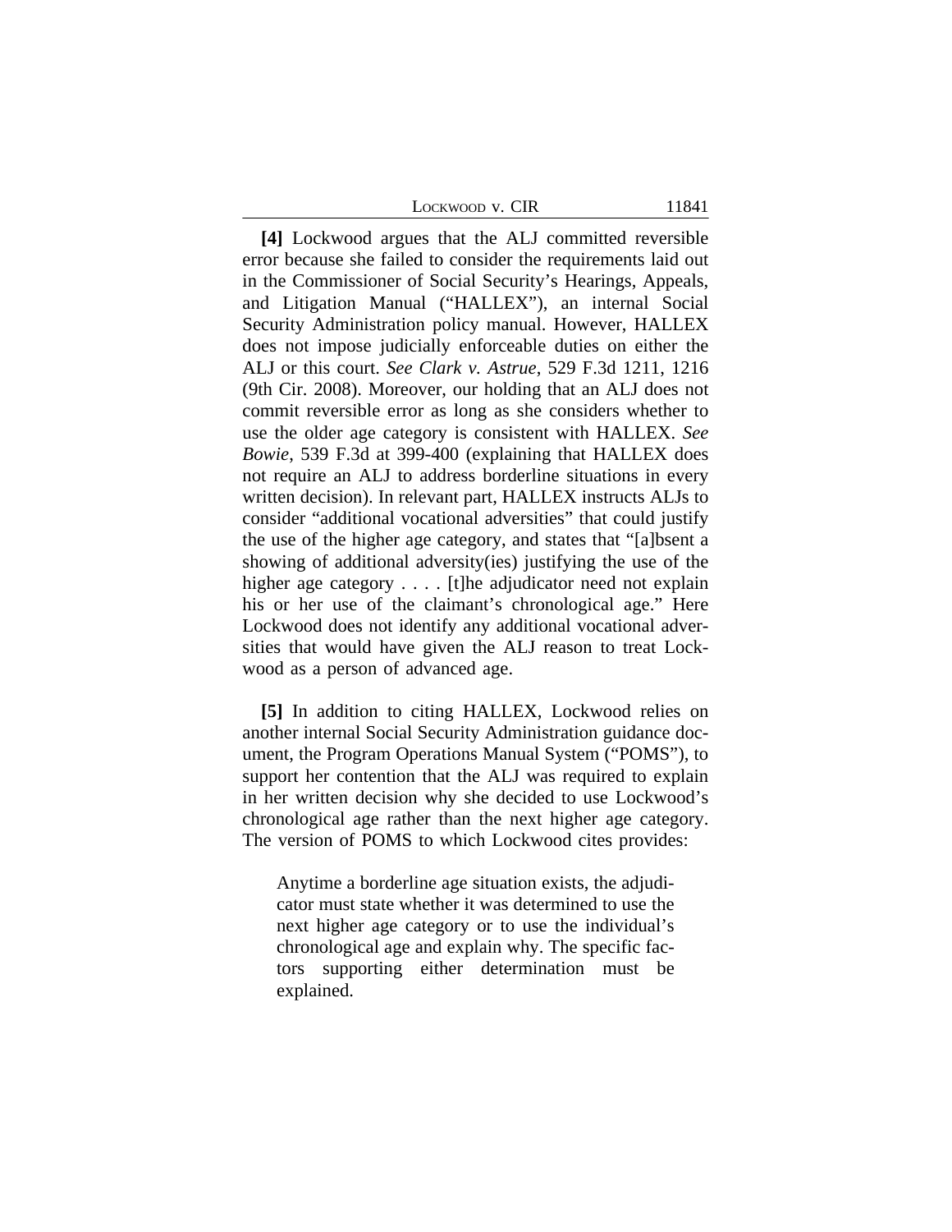**[4]** Lockwood argues that the ALJ committed reversible error because she failed to consider the requirements laid out in the Commissioner of Social Security's Hearings, Appeals, and Litigation Manual ("HALLEX"), an internal Social Security Administration policy manual. However, HALLEX does not impose judicially enforceable duties on either the ALJ or this court. *See Clark v. Astrue*, 529 F.3d 1211, 1216 (9th Cir. 2008). Moreover, our holding that an ALJ does not commit reversible error as long as she considers whether to use the older age category is consistent with HALLEX. *See Bowie*, 539 F.3d at 399-400 (explaining that HALLEX does not require an ALJ to address borderline situations in every written decision). In relevant part, HALLEX instructs ALJs to consider "additional vocational adversities" that could justify the use of the higher age category, and states that "[a]bsent a showing of additional adversity(ies) justifying the use of the higher age category . . . . [t]he adjudicator need not explain his or her use of the claimant's chronological age." Here Lockwood does not identify any additional vocational adversities that would have given the ALJ reason to treat Lockwood as a person of advanced age.

**[5]** In addition to citing HALLEX, Lockwood relies on another internal Social Security Administration guidance document, the Program Operations Manual System ("POMS"), to support her contention that the ALJ was required to explain in her written decision why she decided to use Lockwood's chronological age rather than the next higher age category. The version of POMS to which Lockwood cites provides:

> Anytime a borderline age situation exists, the adjudicator must state whether it was determined to use the next higher age category or to use the individual's chronological age and explain why. The specific factors supporting either determination must be explained.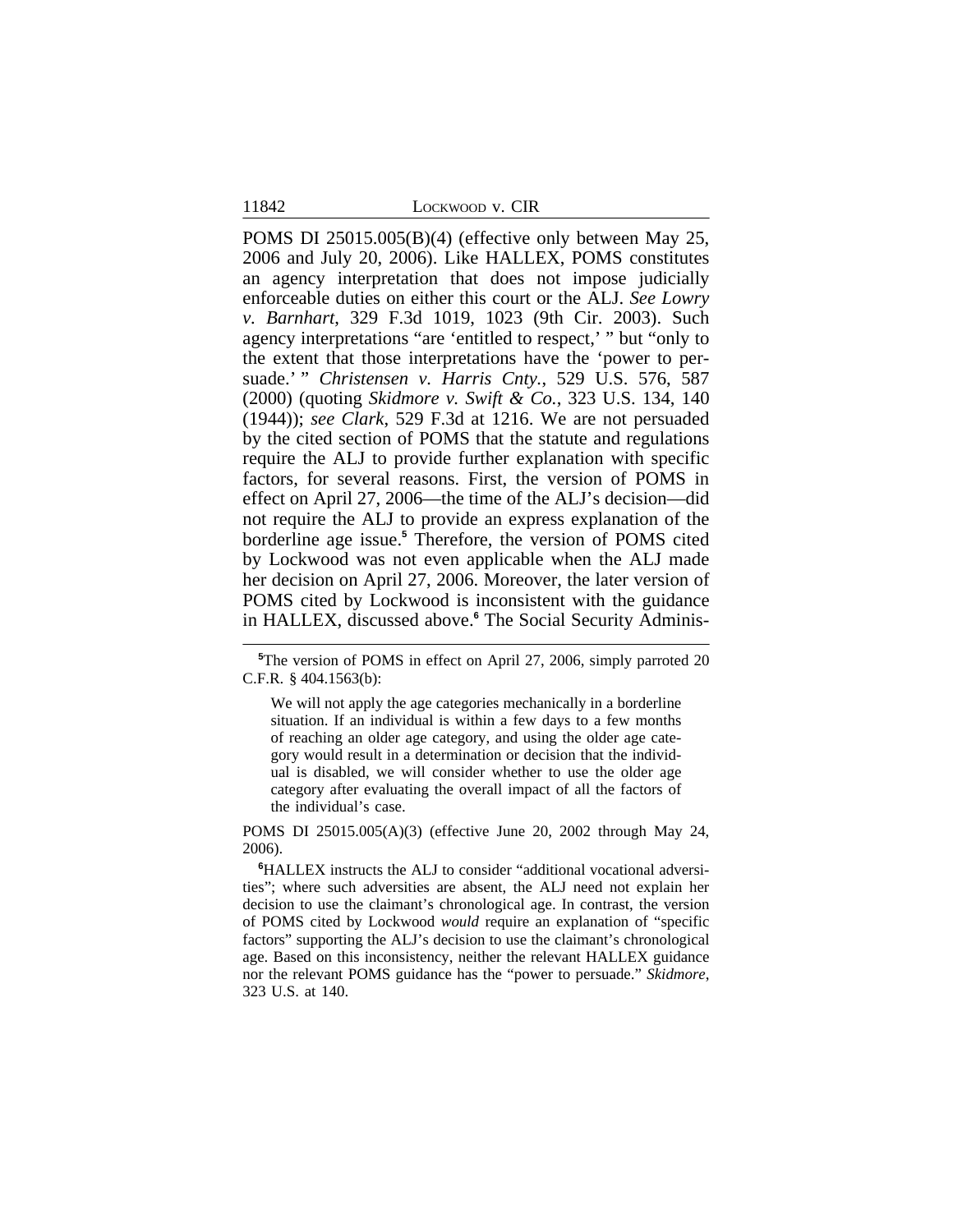POMS DI 25015.005(B)(4) (effective only between May 25, 2006 and July 20, 2006). Like HALLEX, POMS constitutes an agency interpretation that does not impose judicially enforceable duties on either this court or the ALJ. *See Lowry v. Barnhart*, 329 F.3d 1019, 1023 (9th Cir. 2003). Such agency interpretations "are 'entitled to respect,' " but "only to the extent that those interpretations have the 'power to persuade.' " *Christensen v. Harris Cnty.*, 529 U.S. 576, 587 (2000) (quoting *Skidmore v. Swift & Co.*, 323 U.S. 134, 140 (1944)); *see Clark*, 529 F.3d at 1216. We are not persuaded by the cited section of POMS that the statute and regulations require the ALJ to provide further explanation with specific factors, for several reasons. First, the version of POMS in effect on April 27, 2006—the time of the ALJ's decision—did not require the ALJ to provide an express explanation of the borderline age issue.[5] Therefore, the version of POMS cited by Lockwood was not even applicable when the ALJ made her decision on April 27, 2006. Moreover, the later version of POMS cited by Lockwood is inconsistent with the guidance in HALLEX, discussed above.[6] The Social Security Adminis-

---

[5]The version of POMS in effect on April 27, 2006, simply parroted 20 C.F.R. § 404.1563(b):

> We will not apply the age categories mechanically in a borderline situation. If an individual is within a few days to a few months of reaching an older age category, and using the older age category would result in a determination or decision that the individual is disabled, we will consider whether to use the older age category after evaluating the overall impact of all the factors of the individual's case.

POMS DI 25015.005(A)(3) (effective June 20, 2002 through May 24, 2006).

[6]HALLEX instructs the ALJ to consider "additional vocational adversities"; where such adversities are absent, the ALJ need not explain her decision to use the claimant's chronological age. In contrast, the version of POMS cited by Lockwood *would* require an explanation of "specific factors" supporting the ALJ's decision to use the claimant's chronological age. Based on this inconsistency, neither the relevant HALLEX guidance nor the relevant POMS guidance has the "power to persuade." *Skidmore*, 323 U.S. at 140.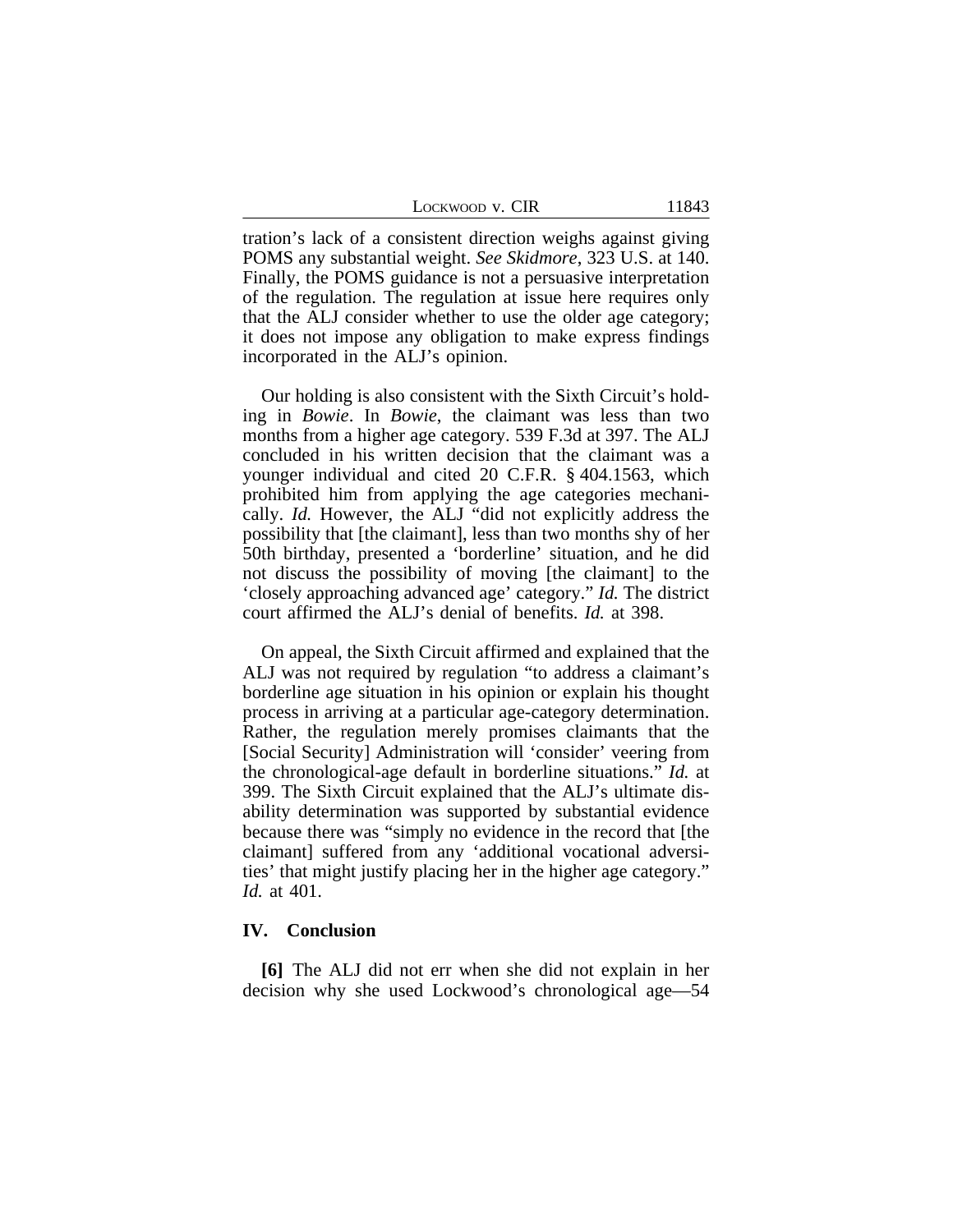tration's lack of a consistent direction weighs against giving POMS any substantial weight. *See Skidmore*, 323 U.S. at 140. Finally, the POMS guidance is not a persuasive interpretation of the regulation. The regulation at issue here requires only that the ALJ consider whether to use the older age category; it does not impose any obligation to make express findings incorporated in the ALJ's opinion.

Our holding is also consistent with the Sixth Circuit's holding in *Bowie*. In *Bowie*, the claimant was less than two months from a higher age category. 539 F.3d at 397. The ALJ concluded in his written decision that the claimant was a younger individual and cited 20 C.F.R. § 404.1563, which prohibited him from applying the age categories mechanically. *Id.* However, the ALJ "did not explicitly address the possibility that [the claimant], less than two months shy of her 50th birthday, presented a 'borderline' situation, and he did not discuss the possibility of moving [the claimant] to the 'closely approaching advanced age' category." *Id.* The district court affirmed the ALJ's denial of benefits. *Id.* at 398.

On appeal, the Sixth Circuit affirmed and explained that the ALJ was not required by regulation "to address a claimant's borderline age situation in his opinion or explain his thought process in arriving at a particular age-category determination. Rather, the regulation merely promises claimants that the [Social Security] Administration will 'consider' veering from the chronological-age default in borderline situations." *Id.* at 399. The Sixth Circuit explained that the ALJ's ultimate disability determination was supported by substantial evidence because there was "simply no evidence in the record that [the claimant] suffered from any 'additional vocational adversities' that might justify placing her in the higher age category." *Id.* at 401.

## IV. Conclusion

**[6]** The ALJ did not err when she did not explain in her decision why she used Lockwood's chronological age—54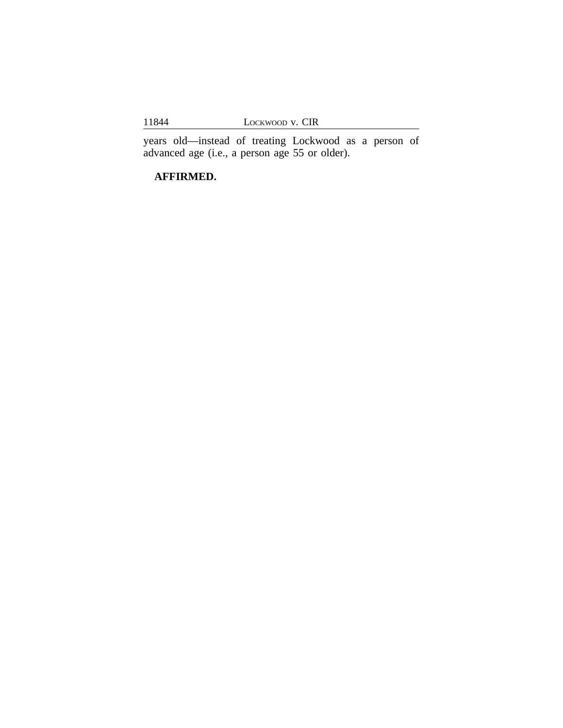years old—instead of treating Lockwood as a person of advanced age (i.e., a person age 55 or older).

**AFFIRMED.**